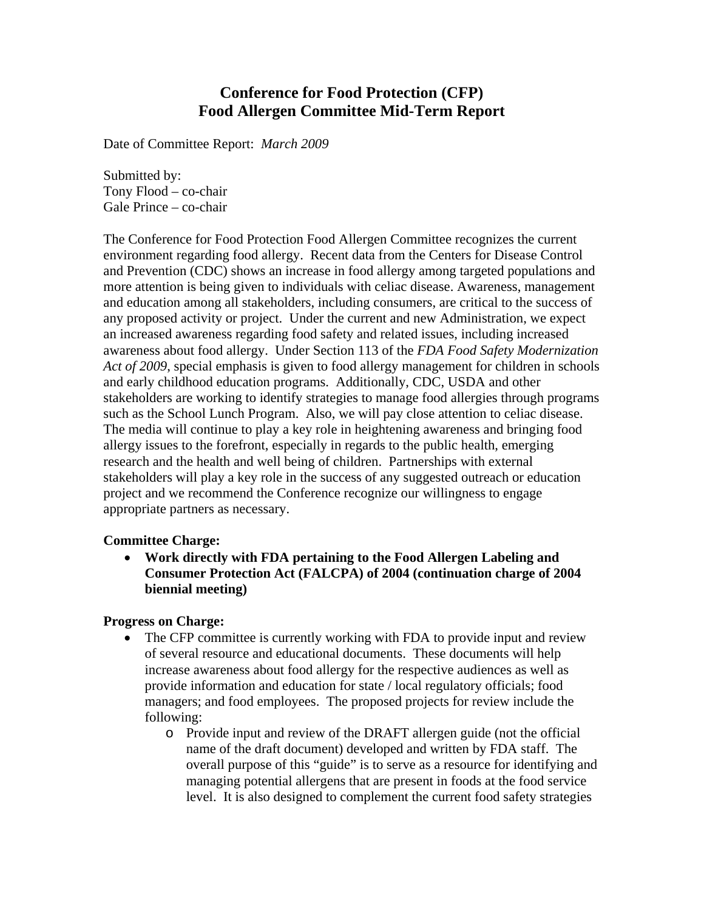# Conference for Food Protection (CFP)
# Food Allergen Committee Mid-Term Report

Date of Committee Report: *March 2009*

Submitted by:
Tony Flood – co-chair
Gale Prince – co-chair

The Conference for Food Protection Food Allergen Committee recognizes the current environment regarding food allergy. Recent data from the Centers for Disease Control and Prevention (CDC) shows an increase in food allergy among targeted populations and more attention is being given to individuals with celiac disease. Awareness, management and education among all stakeholders, including consumers, are critical to the success of any proposed activity or project. Under the current and new Administration, we expect an increased awareness regarding food safety and related issues, including increased awareness about food allergy. Under Section 113 of the *FDA Food Safety Modernization Act of 2009*, special emphasis is given to food allergy management for children in schools and early childhood education programs. Additionally, CDC, USDA and other stakeholders are working to identify strategies to manage food allergies through programs such as the School Lunch Program. Also, we will pay close attention to celiac disease. The media will continue to play a key role in heightening awareness and bringing food allergy issues to the forefront, especially in regards to the public health, emerging research and the health and well being of children. Partnerships with external stakeholders will play a key role in the success of any suggested outreach or education project and we recommend the Conference recognize our willingness to engage appropriate partners as necessary.

**Committee Charge:**

- **Work directly with FDA pertaining to the Food Allergen Labeling and Consumer Protection Act (FALCPA) of 2004 (continuation charge of 2004 biennial meeting)**

**Progress on Charge:**

- The CFP committee is currently working with FDA to provide input and review of several resource and educational documents. These documents will help increase awareness about food allergy for the respective audiences as well as provide information and education for state / local regulatory officials; food managers; and food employees. The proposed projects for review include the following:
  - Provide input and review of the DRAFT allergen guide (not the official name of the draft document) developed and written by FDA staff. The overall purpose of this "guide" is to serve as a resource for identifying and managing potential allergens that are present in foods at the food service level. It is also designed to complement the current food safety strategies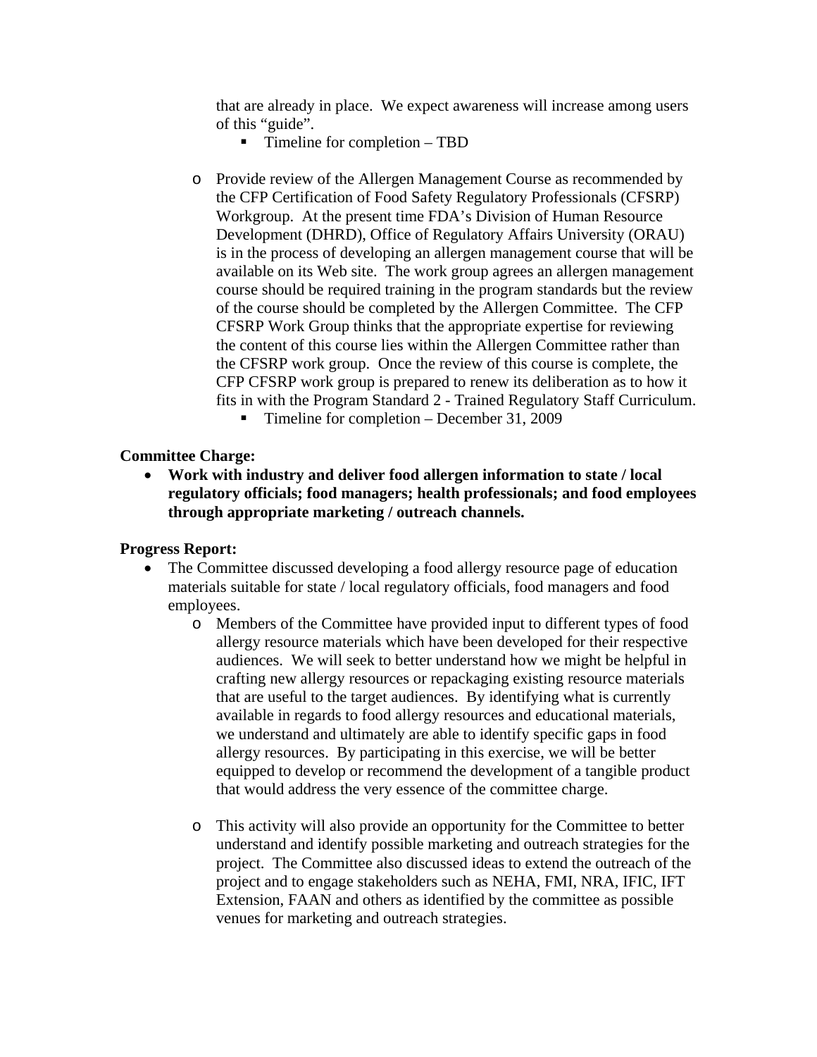that are already in place. We expect awareness will increase among users of this "guide".

- Timeline for completion – TBD

- Provide review of the Allergen Management Course as recommended by the CFP Certification of Food Safety Regulatory Professionals (CFSRP) Workgroup. At the present time FDA's Division of Human Resource Development (DHRD), Office of Regulatory Affairs University (ORAU) is in the process of developing an allergen management course that will be available on its Web site. The work group agrees an allergen management course should be required training in the program standards but the review of the course should be completed by the Allergen Committee. The CFP CFSRP Work Group thinks that the appropriate expertise for reviewing the content of this course lies within the Allergen Committee rather than the CFSRP work group. Once the review of this course is complete, the CFP CFSRP work group is prepared to renew its deliberation as to how it fits in with the Program Standard 2 - Trained Regulatory Staff Curriculum.
  - Timeline for completion – December 31, 2009

**Committee Charge:**

- **Work with industry and deliver food allergen information to state / local regulatory officials; food managers; health professionals; and food employees through appropriate marketing / outreach channels.**

**Progress Report:**

- The Committee discussed developing a food allergy resource page of education materials suitable for state / local regulatory officials, food managers and food employees.
  - Members of the Committee have provided input to different types of food allergy resource materials which have been developed for their respective audiences. We will seek to better understand how we might be helpful in crafting new allergy resources or repackaging existing resource materials that are useful to the target audiences. By identifying what is currently available in regards to food allergy resources and educational materials, we understand and ultimately are able to identify specific gaps in food allergy resources. By participating in this exercise, we will be better equipped to develop or recommend the development of a tangible product that would address the very essence of the committee charge.

  - This activity will also provide an opportunity for the Committee to better understand and identify possible marketing and outreach strategies for the project. The Committee also discussed ideas to extend the outreach of the project and to engage stakeholders such as NEHA, FMI, NRA, IFIC, IFT Extension, FAAN and others as identified by the committee as possible venues for marketing and outreach strategies.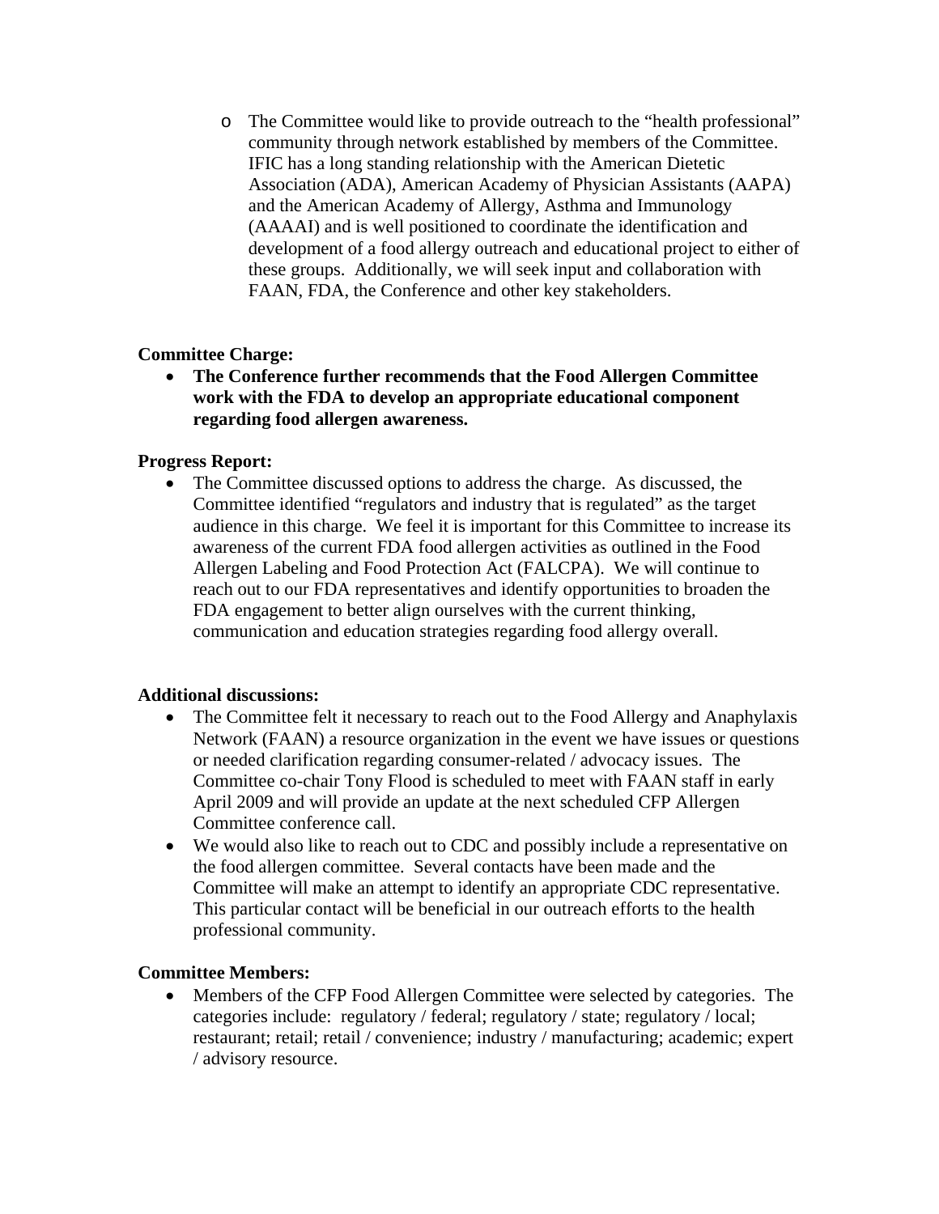- The Committee would like to provide outreach to the "health professional" community through network established by members of the Committee. IFIC has a long standing relationship with the American Dietetic Association (ADA), American Academy of Physician Assistants (AAPA) and the American Academy of Allergy, Asthma and Immunology (AAAAI) and is well positioned to coordinate the identification and development of a food allergy outreach and educational project to either of these groups. Additionally, we will seek input and collaboration with FAAN, FDA, the Conference and other key stakeholders.

**Committee Charge:**

- **The Conference further recommends that the Food Allergen Committee work with the FDA to develop an appropriate educational component regarding food allergen awareness.**

**Progress Report:**

- The Committee discussed options to address the charge. As discussed, the Committee identified "regulators and industry that is regulated" as the target audience in this charge. We feel it is important for this Committee to increase its awareness of the current FDA food allergen activities as outlined in the Food Allergen Labeling and Food Protection Act (FALCPA). We will continue to reach out to our FDA representatives and identify opportunities to broaden the FDA engagement to better align ourselves with the current thinking, communication and education strategies regarding food allergy overall.

**Additional discussions:**

- The Committee felt it necessary to reach out to the Food Allergy and Anaphylaxis Network (FAAN) a resource organization in the event we have issues or questions or needed clarification regarding consumer-related / advocacy issues. The Committee co-chair Tony Flood is scheduled to meet with FAAN staff in early April 2009 and will provide an update at the next scheduled CFP Allergen Committee conference call.
- We would also like to reach out to CDC and possibly include a representative on the food allergen committee. Several contacts have been made and the Committee will make an attempt to identify an appropriate CDC representative. This particular contact will be beneficial in our outreach efforts to the health professional community.

**Committee Members:**

- Members of the CFP Food Allergen Committee were selected by categories. The categories include: regulatory / federal; regulatory / state; regulatory / local; restaurant; retail; retail / convenience; industry / manufacturing; academic; expert / advisory resource.